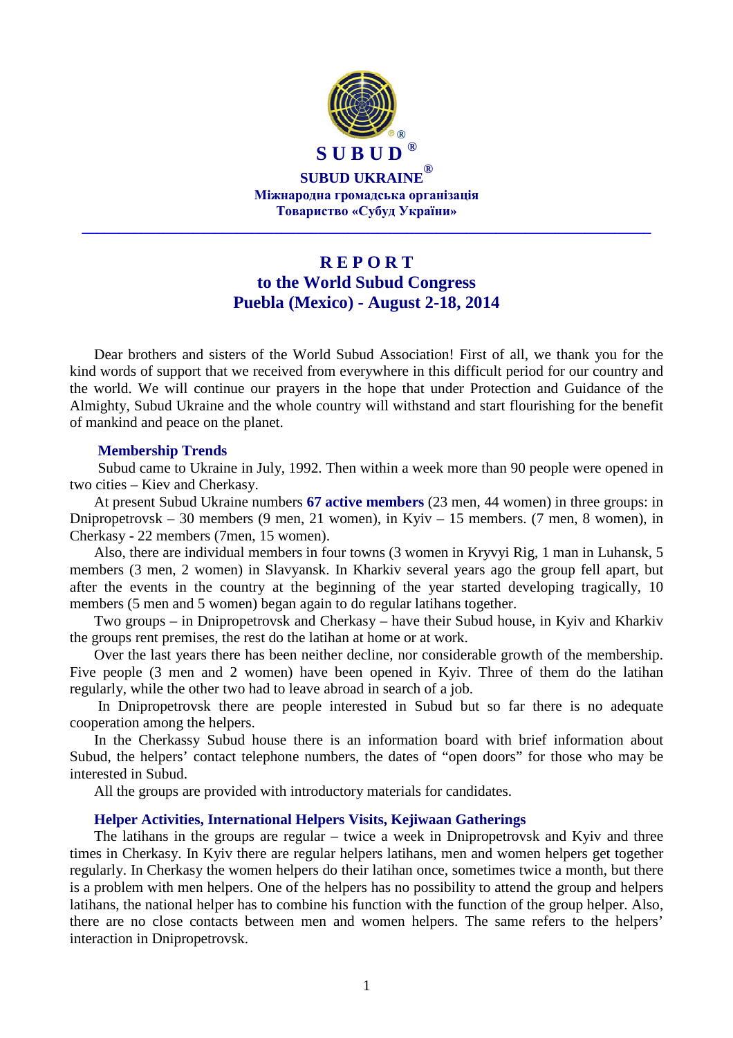**SUBUD®**

**SUBUD UKRAINE®**

**Міжнародна громадська організація**
**Товариство «Субуд України»**

---

# REPORT
## to the World Subud Congress
## Puebla (Mexico) - August 2-18, 2014

Dear brothers and sisters of the World Subud Association! First of all, we thank you for the kind words of support that we received from everywhere in this difficult period for our country and the world. We will continue our prayers in the hope that under Protection and Guidance of the Almighty, Subud Ukraine and the whole country will withstand and start flourishing for the benefit of mankind and peace on the planet.

### Membership Trends

Subud came to Ukraine in July, 1992. Then within a week more than 90 people were opened in two cities – Kiev and Cherkasy.

At present Subud Ukraine numbers **67 active members** (23 men, 44 women) in three groups: in Dnipropetrovsk – 30 members (9 men, 21 women), in Kyiv – 15 members. (7 men, 8 women), in Cherkasy - 22 members (7men, 15 women).

Also, there are individual members in four towns (3 women in Kryvyi Rig, 1 man in Luhansk, 5 members (3 men, 2 women) in Slavyansk. In Kharkiv several years ago the group fell apart, but after the events in the country at the beginning of the year started developing tragically, 10 members (5 men and 5 women) began again to do regular latihans together.

Two groups – in Dnipropetrovsk and Cherkasy – have their Subud house, in Kyiv and Kharkiv the groups rent premises, the rest do the latihan at home or at work.

Over the last years there has been neither decline, nor considerable growth of the membership. Five people (3 men and 2 women) have been opened in Kyiv. Three of them do the latihan regularly, while the other two had to leave abroad in search of a job.

In Dnipropetrovsk there are people interested in Subud but so far there is no adequate cooperation among the helpers.

In the Cherkassy Subud house there is an information board with brief information about Subud, the helpers' contact telephone numbers, the dates of "open doors" for those who may be interested in Subud.

All the groups are provided with introductory materials for candidates.

### Helper Activities, International Helpers Visits, Kejiwaan Gatherings

The latihans in the groups are regular – twice a week in Dnipropetrovsk and Kyiv and three times in Cherkasy. In Kyiv there are regular helpers latihans, men and women helpers get together regularly. In Cherkasy the women helpers do their latihan once, sometimes twice a month, but there is a problem with men helpers. One of the helpers has no possibility to attend the group and helpers latihans, the national helper has to combine his function with the function of the group helper. Also, there are no close contacts between men and women helpers. The same refers to the helpers' interaction in Dnipropetrovsk.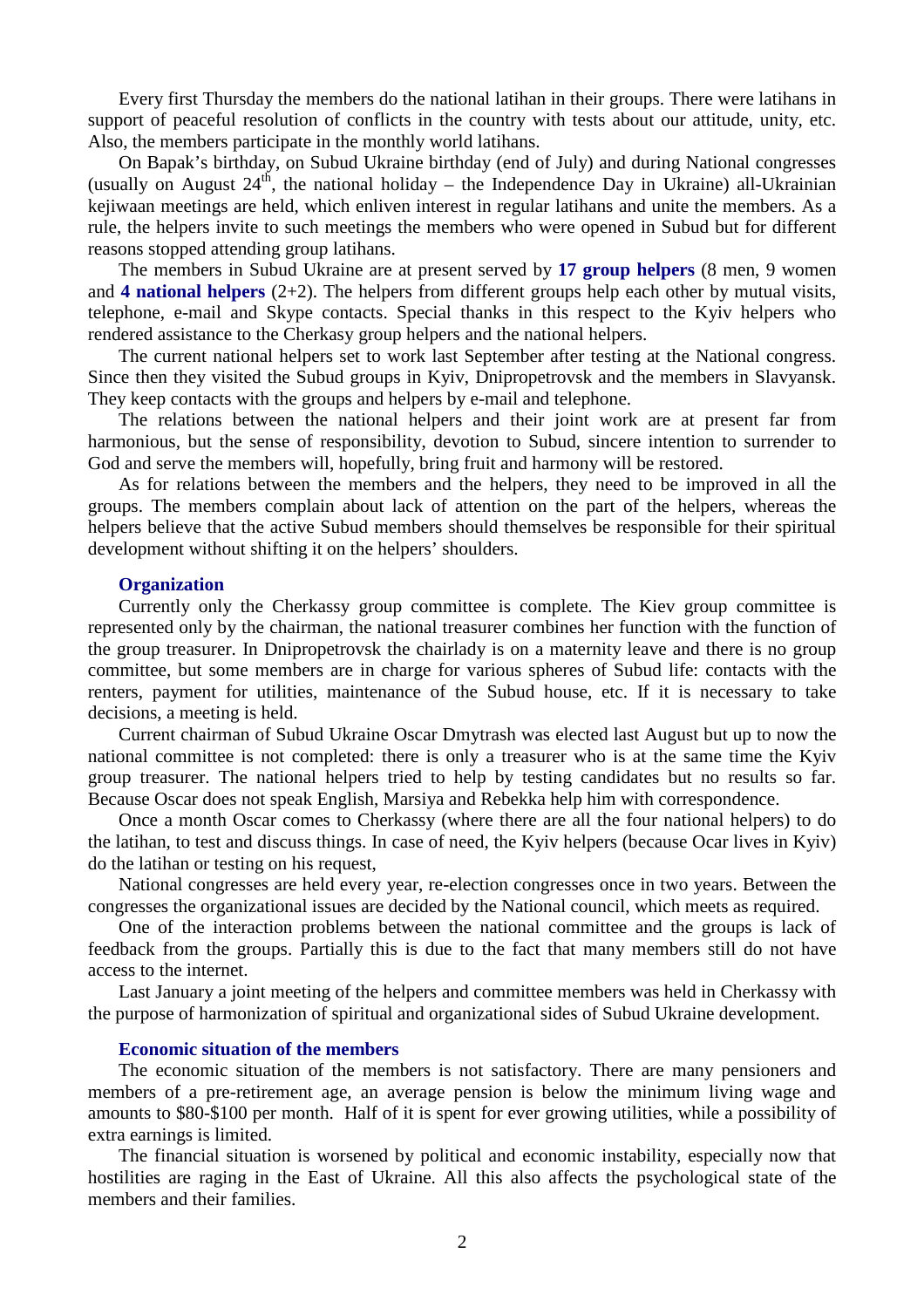Every first Thursday the members do the national latihan in their groups. There were latihans in support of peaceful resolution of conflicts in the country with tests about our attitude, unity, etc. Also, the members participate in the monthly world latihans.

On Bapak's birthday, on Subud Ukraine birthday (end of July) and during National congresses (usually on August 24th, the national holiday – the Independence Day in Ukraine) all-Ukrainian kejiwaan meetings are held, which enliven interest in regular latihans and unite the members. As a rule, the helpers invite to such meetings the members who were opened in Subud but for different reasons stopped attending group latihans.

The members in Subud Ukraine are at present served by **17 group helpers** (8 men, 9 women and **4 national helpers** (2+2). The helpers from different groups help each other by mutual visits, telephone, e-mail and Skype contacts. Special thanks in this respect to the Kyiv helpers who rendered assistance to the Cherkasy group helpers and the national helpers.

The current national helpers set to work last September after testing at the National congress. Since then they visited the Subud groups in Kyiv, Dnipropetrovsk and the members in Slavyansk. They keep contacts with the groups and helpers by e-mail and telephone.

The relations between the national helpers and their joint work are at present far from harmonious, but the sense of responsibility, devotion to Subud, sincere intention to surrender to God and serve the members will, hopefully, bring fruit and harmony will be restored.

As for relations between the members and the helpers, they need to be improved in all the groups. The members complain about lack of attention on the part of the helpers, whereas the helpers believe that the active Subud members should themselves be responsible for their spiritual development without shifting it on the helpers' shoulders.

### Organization

Currently only the Cherkassy group committee is complete. The Kiev group committee is represented only by the chairman, the national treasurer combines her function with the function of the group treasurer. In Dnipropetrovsk the chairlady is on a maternity leave and there is no group committee, but some members are in charge for various spheres of Subud life: contacts with the renters, payment for utilities, maintenance of the Subud house, etc. If it is necessary to take decisions, a meeting is held.

Current chairman of Subud Ukraine Oscar Dmytrash was elected last August but up to now the national committee is not completed: there is only a treasurer who is at the same time the Kyiv group treasurer. The national helpers tried to help by testing candidates but no results so far. Because Oscar does not speak English, Marsiya and Rebekka help him with correspondence.

Once a month Oscar comes to Cherkassy (where there are all the four national helpers) to do the latihan, to test and discuss things. In case of need, the Kyiv helpers (because Ocar lives in Kyiv) do the latihan or testing on his request,

National congresses are held every year, re-election congresses once in two years. Between the congresses the organizational issues are decided by the National council, which meets as required.

One of the interaction problems between the national committee and the groups is lack of feedback from the groups. Partially this is due to the fact that many members still do not have access to the internet.

Last January a joint meeting of the helpers and committee members was held in Cherkassy with the purpose of harmonization of spiritual and organizational sides of Subud Ukraine development.

### Economic situation of the members

The economic situation of the members is not satisfactory. There are many pensioners and members of a pre-retirement age, an average pension is below the minimum living wage and amounts to $80-$100 per month. Half of it is spent for ever growing utilities, while a possibility of extra earnings is limited.

The financial situation is worsened by political and economic instability, especially now that hostilities are raging in the East of Ukraine. All this also affects the psychological state of the members and their families.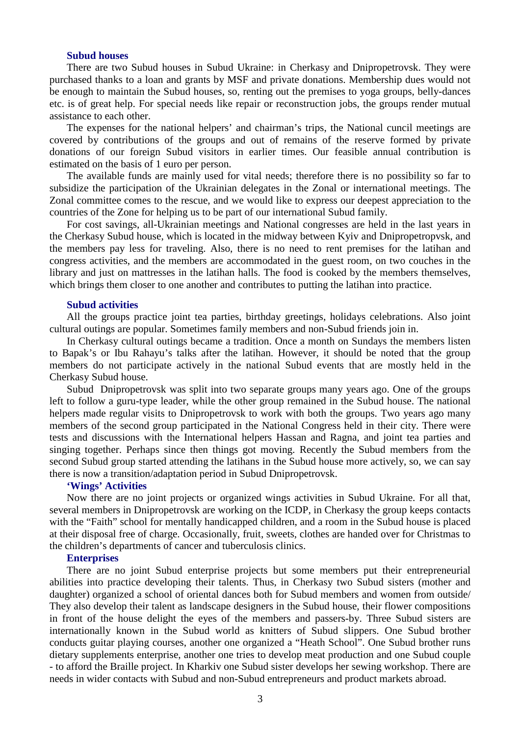### Subud houses

There are two Subud houses in Subud Ukraine: in Cherkasy and Dnipropetrovsk. They were purchased thanks to a loan and grants by MSF and private donations. Membership dues would not be enough to maintain the Subud houses, so, renting out the premises to yoga groups, belly-dances etc. is of great help. For special needs like repair or reconstruction jobs, the groups render mutual assistance to each other.

The expenses for the national helpers' and chairman's trips, the National cuncil meetings are covered by contributions of the groups and out of remains of the reserve formed by private donations of our foreign Subud visitors in earlier times. Our feasible annual contribution is estimated on the basis of 1 euro per person.

The available funds are mainly used for vital needs; therefore there is no possibility so far to subsidize the participation of the Ukrainian delegates in the Zonal or international meetings. The Zonal committee comes to the rescue, and we would like to express our deepest appreciation to the countries of the Zone for helping us to be part of our international Subud family.

For cost savings, all-Ukrainian meetings and National congresses are held in the last years in the Cherkasy Subud house, which is located in the midway between Kyiv and Dniproperopvsk, and the members pay less for traveling. Also, there is no need to rent premises for the latihan and congress activities, and the members are accommodated in the guest room, on two couches in the library and just on mattresses in the latihan halls. The food is cooked by the members themselves, which brings them closer to one another and contributes to putting the latihan into practice.

### Subud activities

All the groups practice joint tea parties, birthday greetings, holidays celebrations. Also joint cultural outings are popular. Sometimes family members and non-Subud friends join in.

In Cherkasy cultural outings became a tradition. Once a month on Sundays the members listen to Bapak's or Ibu Rahayu's talks after the latihan. However, it should be noted that the group members do not participate actively in the national Subud events that are mostly held in the Cherkasy Subud house.

Subud Dnipropetrovsk was split into two separate groups many years ago. One of the groups left to follow a guru-type leader, while the other group remained in the Subud house. The national helpers made regular visits to Dnipropetrovsk to work with both the groups. Two years ago many members of the second group participated in the National Congress held in their city. There were tests and discussions with the International helpers Hassan and Ragna, and joint tea parties and singing together. Perhaps since then things got moving. Recently the Subud members from the second Subud group started attending the latihans in the Subud house more actively, so, we can say there is now a transition/adaptation period in Subud Dnipropetrovsk.

### 'Wings' Activities

Now there are no joint projects or organized wings activities in Subud Ukraine. For all that, several members in Dnipropetrovsk are working on the ICDP, in Cherkasy the group keeps contacts with the "Faith" school for mentally handicapped children, and a room in the Subud house is placed at their disposal free of charge. Occasionally, fruit, sweets, clothes are handed over for Christmas to the children's departments of cancer and tuberculosis clinics.

### Enterprises

There are no joint Subud enterprise projects but some members put their entrepreneurial abilities into practice developing their talents. Thus, in Cherkasy two Subud sisters (mother and daughter) organized a school of oriental dances both for Subud members and women from outside/ They also develop their talent as landscape designers in the Subud house, their flower compositions in front of the house delight the eyes of the members and passers-by. Three Subud sisters are internationally known in the Subud world as knitters of Subud slippers. One Subud brother conducts guitar playing courses, another one organized a "Heath School". One Subud brother runs dietary supplements enterprise, another one tries to develop meat production and one Subud couple - to afford the Braille project. In Kharkiv one Subud sister develops her sewing workshop. There are needs in wider contacts with Subud and non-Subud entrepreneurs and product markets abroad.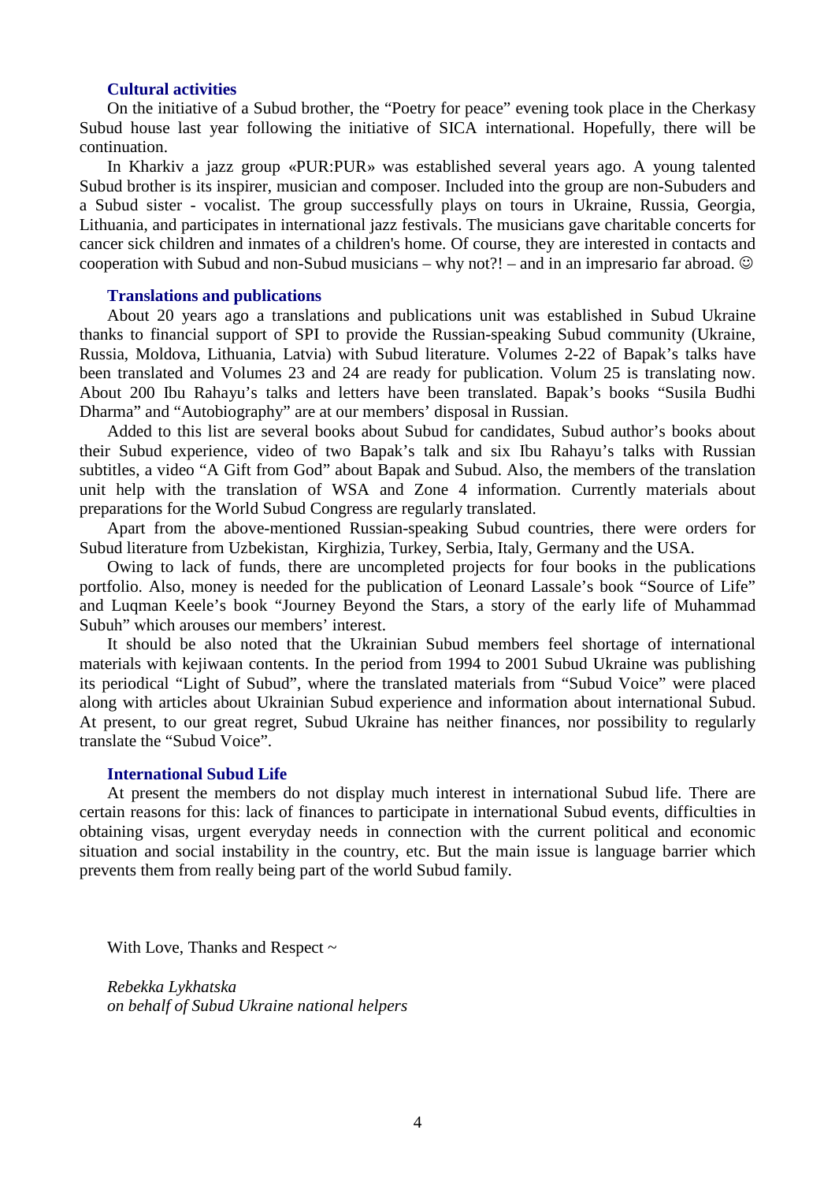### Cultural activities

On the initiative of a Subud brother, the "Poetry for peace" evening took place in the Cherkasy Subud house last year following the initiative of SICA international. Hopefully, there will be continuation.

In Kharkiv a jazz group «PUR:PUR» was established several years ago. A young talented Subud brother is its inspirer, musician and composer. Included into the group are non-Subuders and a Subud sister - vocalist. The group successfully plays on tours in Ukraine, Russia, Georgia, Lithuania, and participates in international jazz festivals. The musicians gave charitable concerts for cancer sick children and inmates of a children's home. Of course, they are interested in contacts and cooperation with Subud and non-Subud musicians – why not?! – and in an impresario far abroad. ☺

### Translations and publications

About 20 years ago a translations and publications unit was established in Subud Ukraine thanks to financial support of SPI to provide the Russian-speaking Subud community (Ukraine, Russia, Moldova, Lithuania, Latvia) with Subud literature. Volumes 2-22 of Bapak's talks have been translated and Volumes 23 and 24 are ready for publication. Volum 25 is translating now. About 200 Ibu Rahayu's talks and letters have been translated. Bapak's books "Susila Budhi Dharma" and "Autobiography" are at our members' disposal in Russian.

Added to this list are several books about Subud for candidates, Subud author's books about their Subud experience, video of two Bapak's talk and six Ibu Rahayu's talks with Russian subtitles, a video "A Gift from God" about Bapak and Subud. Also, the members of the translation unit help with the translation of WSA and Zone 4 information. Currently materials about preparations for the World Subud Congress are regularly translated.

Apart from the above-mentioned Russian-speaking Subud countries, there were orders for Subud literature from Uzbekistan, Kirghizia, Turkey, Serbia, Italy, Germany and the USA.

Owing to lack of funds, there are uncompleted projects for four books in the publications portfolio. Also, money is needed for the publication of Leonard Lassale's book "Source of Life" and Luqman Keele's book "Journey Beyond the Stars, a story of the early life of Muhammad Subuh" which arouses our members' interest.

It should be also noted that the Ukrainian Subud members feel shortage of international materials with kejiwaan contents. In the period from 1994 to 2001 Subud Ukraine was publishing its periodical "Light of Subud", where the translated materials from "Subud Voice" were placed along with articles about Ukrainian Subud experience and information about international Subud. At present, to our great regret, Subud Ukraine has neither finances, nor possibility to regularly translate the "Subud Voice".

### International Subud Life

At present the members do not display much interest in international Subud life. There are certain reasons for this: lack of finances to participate in international Subud events, difficulties in obtaining visas, urgent everyday needs in connection with the current political and economic situation and social instability in the country, etc. But the main issue is language barrier which prevents them from really being part of the world Subud family.

With Love, Thanks and Respect ~

*Rebekka Lykhatska*
*on behalf of Subud Ukraine national helpers*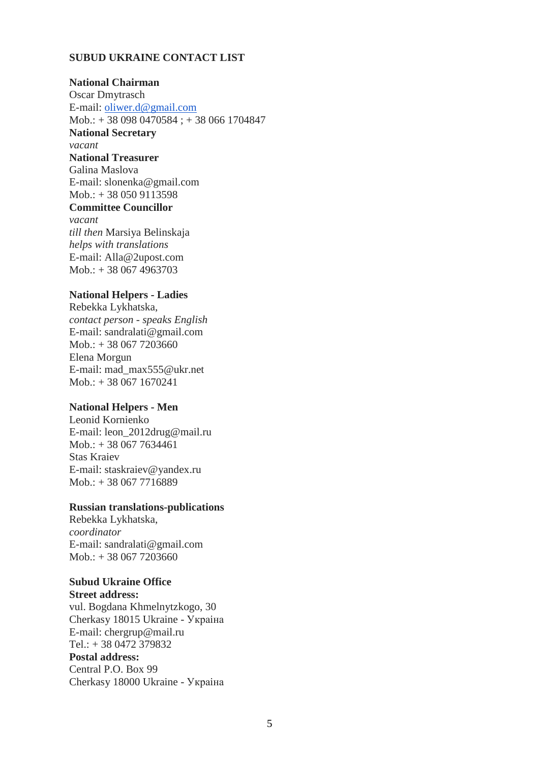# SUBUD UKRAINE CONTACT LIST

**National Chairman**
Oscar Dmytrasch
E-mail: oliwer.d@gmail.com
Mob.: + 38 098 0470584 ; + 38 066 1704847

**National Secretary**
*vacant*

**National Treasurer**
Galina Maslova
E-mail: slonenka@gmail.com
Mob.: + 38 050 9113598

**Committee Councillor**
*vacant*
*till then* Marsiya Belinskaja
*helps with translations*
E-mail: Alla@2upost.com
Mob.: + 38 067 4963703

**National Helpers - Ladies**
Rebekka Lykhatska,
*contact person - speaks English*
E-mail: sandralati@gmail.com
Mob.: + 38 067 7203660
Elena Morgun
E-mail: mad_max555@ukr.net
Mob.: + 38 067 1670241

**National Helpers - Men**
Leonid Kornienko
E-mail: leon_2012drug@mail.ru
Mob.: + 38 067 7634461
Stas Kraiev
E-mail: staskraiev@yandex.ru
Mob.: + 38 067 7716889

**Russian translations-publications**
Rebekka Lykhatska,
*coordinator*
E-mail: sandralati@gmail.com
Mob.: + 38 067 7203660

**Subud Ukraine Office**
**Street address:**
vul. Bogdana Khmelnytzkogo, 30
Cherkasy 18015 Ukraine - Украiна
E-mail: chergrup@mail.ru
Tel.: + 38 0472 379832
**Postal address:**
Central P.O. Box 99
Cherkasy 18000 Ukraine - Украiна